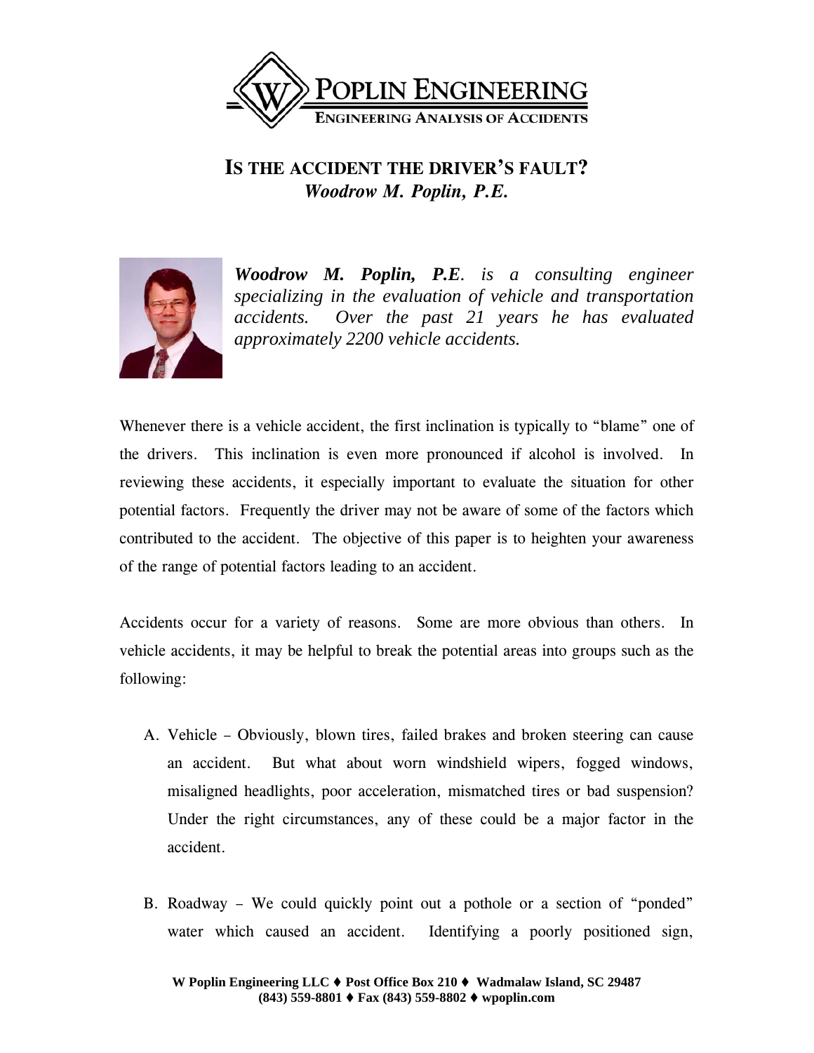# POPLIN ENGINEERING

ENGINEERING ANALYSIS OF ACCIDENTS

## IS THE ACCIDENT THE DRIVER'S FAULT?

*Woodrow M. Poplin, P.E.*

***Woodrow M. Poplin, P.E.*** *is a consulting engineer specializing in the evaluation of vehicle and transportation accidents. Over the past 21 years he has evaluated approximately 2200 vehicle accidents.*

Whenever there is a vehicle accident, the first inclination is typically to "blame" one of the drivers. This inclination is even more pronounced if alcohol is involved. In reviewing these accidents, it especially important to evaluate the situation for other potential factors. Frequently the driver may not be aware of some of the factors which contributed to the accident. The objective of this paper is to heighten your awareness of the range of potential factors leading to an accident.

Accidents occur for a variety of reasons. Some are more obvious than others. In vehicle accidents, it may be helpful to break the potential areas into groups such as the following:

A. Vehicle – Obviously, blown tires, failed brakes and broken steering can cause an accident. But what about worn windshield wipers, fogged windows, misaligned headlights, poor acceleration, mismatched tires or bad suspension? Under the right circumstances, any of these could be a major factor in the accident.

B. Roadway – We could quickly point out a pothole or a section of "ponded" water which caused an accident. Identifying a poorly positioned sign,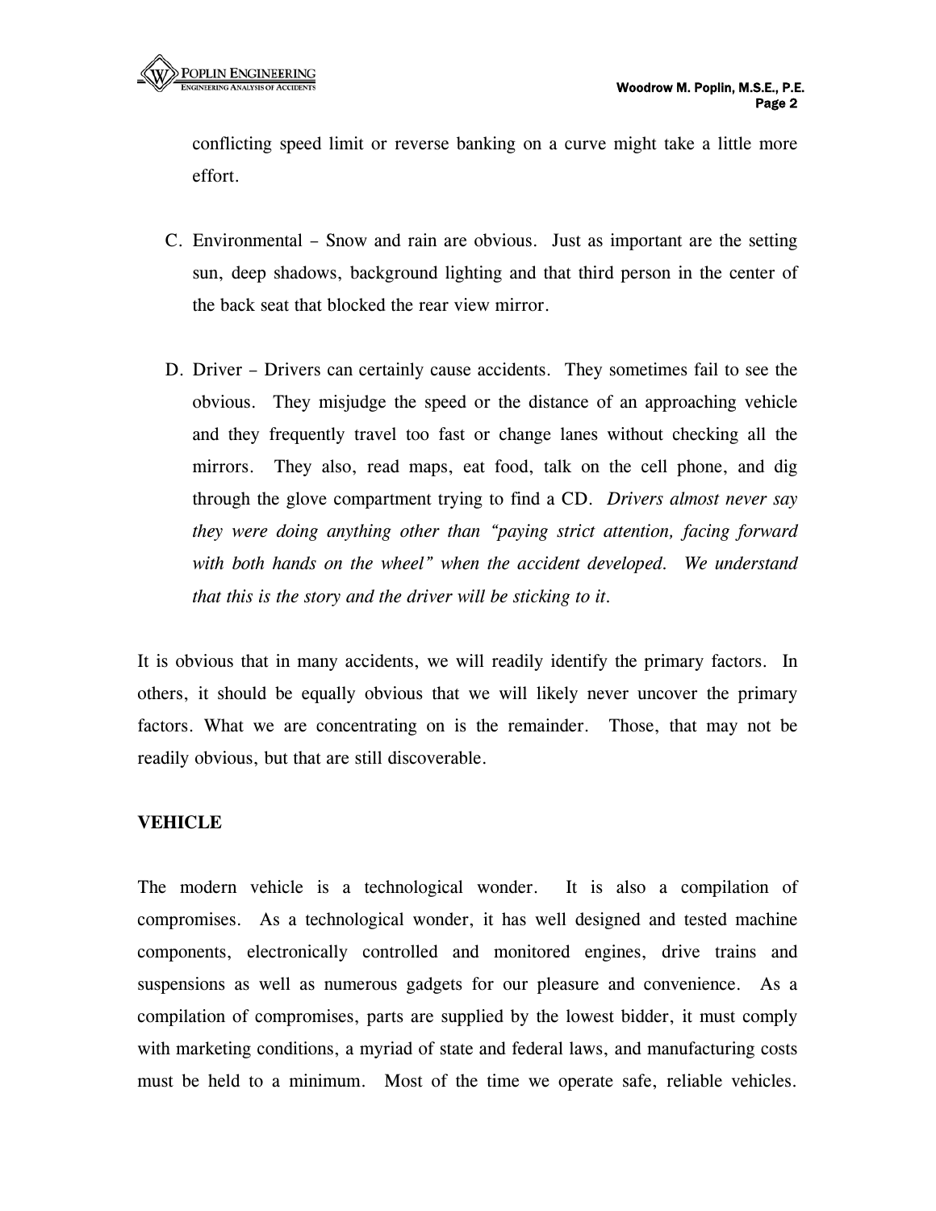conflicting speed limit or reverse banking on a curve might take a little more effort.

C. Environmental – Snow and rain are obvious. Just as important are the setting sun, deep shadows, background lighting and that third person in the center of the back seat that blocked the rear view mirror.

D. Driver – Drivers can certainly cause accidents. They sometimes fail to see the obvious. They misjudge the speed or the distance of an approaching vehicle and they frequently travel too fast or change lanes without checking all the mirrors. They also, read maps, eat food, talk on the cell phone, and dig through the glove compartment trying to find a CD. *Drivers almost never say they were doing anything other than "paying strict attention, facing forward with both hands on the wheel" when the accident developed. We understand that this is the story and the driver will be sticking to it.*

It is obvious that in many accidents, we will readily identify the primary factors. In others, it should be equally obvious that we will likely never uncover the primary factors. What we are concentrating on is the remainder. Those, that may not be readily obvious, but that are still discoverable.

**VEHICLE**

The modern vehicle is a technological wonder. It is also a compilation of compromises. As a technological wonder, it has well designed and tested machine components, electronically controlled and monitored engines, drive trains and suspensions as well as numerous gadgets for our pleasure and convenience. As a compilation of compromises, parts are supplied by the lowest bidder, it must comply with marketing conditions, a myriad of state and federal laws, and manufacturing costs must be held to a minimum. Most of the time we operate safe, reliable vehicles.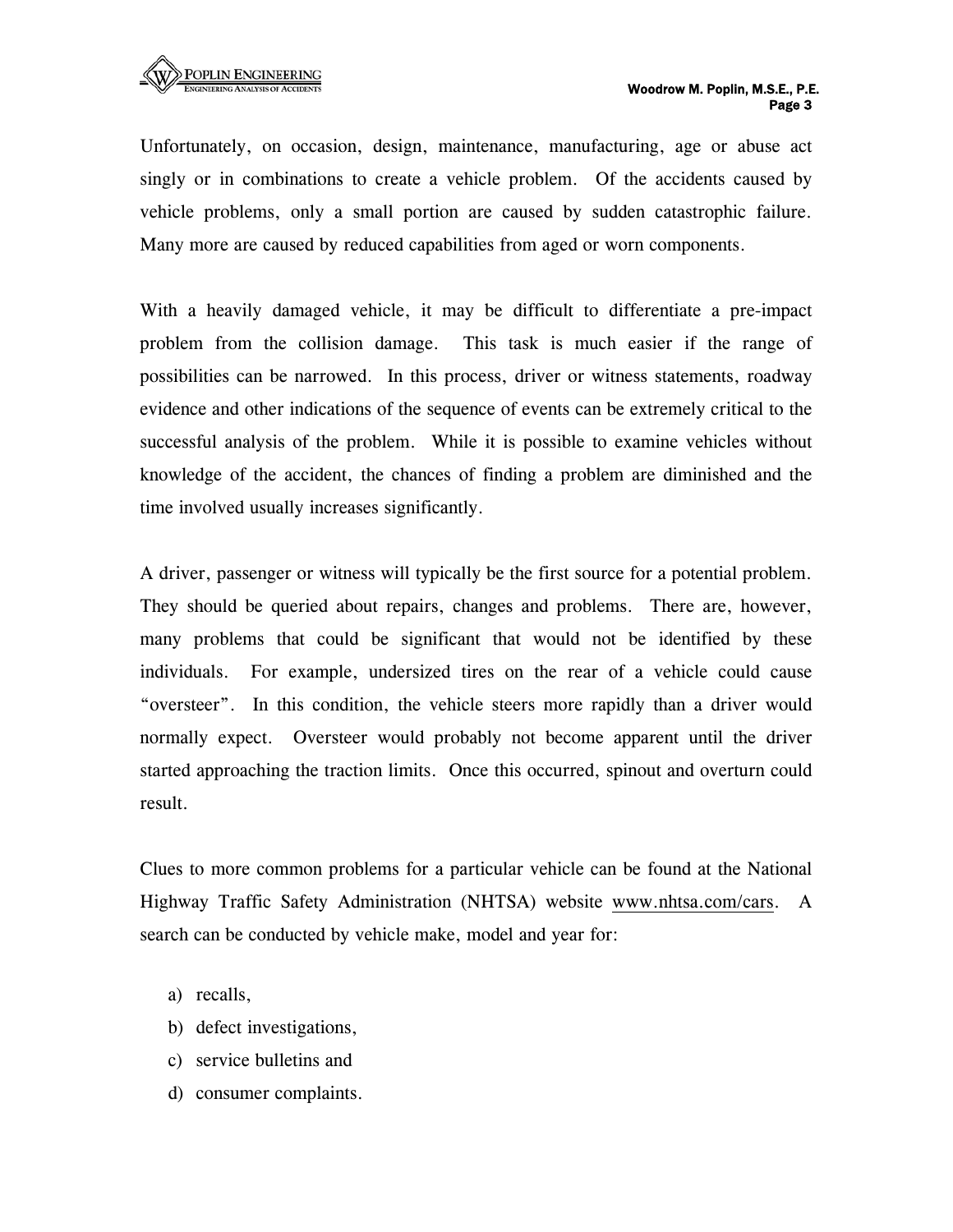Unfortunately, on occasion, design, maintenance, manufacturing, age or abuse act singly or in combinations to create a vehicle problem. Of the accidents caused by vehicle problems, only a small portion are caused by sudden catastrophic failure. Many more are caused by reduced capabilities from aged or worn components.

With a heavily damaged vehicle, it may be difficult to differentiate a pre-impact problem from the collision damage. This task is much easier if the range of possibilities can be narrowed. In this process, driver or witness statements, roadway evidence and other indications of the sequence of events can be extremely critical to the successful analysis of the problem. While it is possible to examine vehicles without knowledge of the accident, the chances of finding a problem are diminished and the time involved usually increases significantly.

A driver, passenger or witness will typically be the first source for a potential problem. They should be queried about repairs, changes and problems. There are, however, many problems that could be significant that would not be identified by these individuals. For example, undersized tires on the rear of a vehicle could cause "oversteer". In this condition, the vehicle steers more rapidly than a driver would normally expect. Oversteer would probably not become apparent until the driver started approaching the traction limits. Once this occurred, spinout and overturn could result.

Clues to more common problems for a particular vehicle can be found at the National Highway Traffic Safety Administration (NHTSA) website www.nhtsa.com/cars. A search can be conducted by vehicle make, model and year for:

a) recalls,
b) defect investigations,
c) service bulletins and
d) consumer complaints.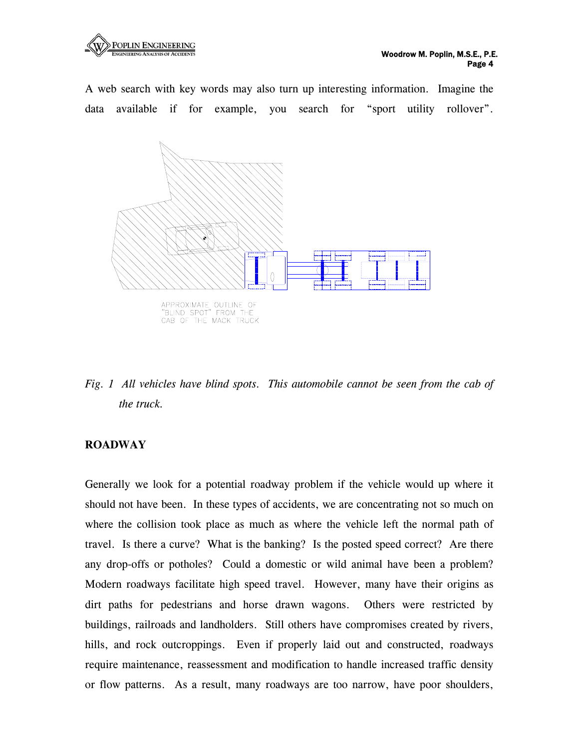A web search with key words may also turn up interesting information. Imagine the data available if for example, you search for "sport utility rollover".

APPROXIMATE OUTLINE OF "BLIND SPOT" FROM THE CAB OF THE MACK TRUCK

*Fig. 1 All vehicles have blind spots. This automobile cannot be seen from the cab of the truck.*

**ROADWAY**

Generally we look for a potential roadway problem if the vehicle would up where it should not have been. In these types of accidents, we are concentrating not so much on where the collision took place as much as where the vehicle left the normal path of travel. Is there a curve? What is the banking? Is the posted speed correct? Are there any drop-offs or potholes? Could a domestic or wild animal have been a problem? Modern roadways facilitate high speed travel. However, many have their origins as dirt paths for pedestrians and horse drawn wagons. Others were restricted by buildings, railroads and landholders. Still others have compromises created by rivers, hills, and rock outcroppings. Even if properly laid out and constructed, roadways require maintenance, reassessment and modification to handle increased traffic density or flow patterns. As a result, many roadways are too narrow, have poor shoulders,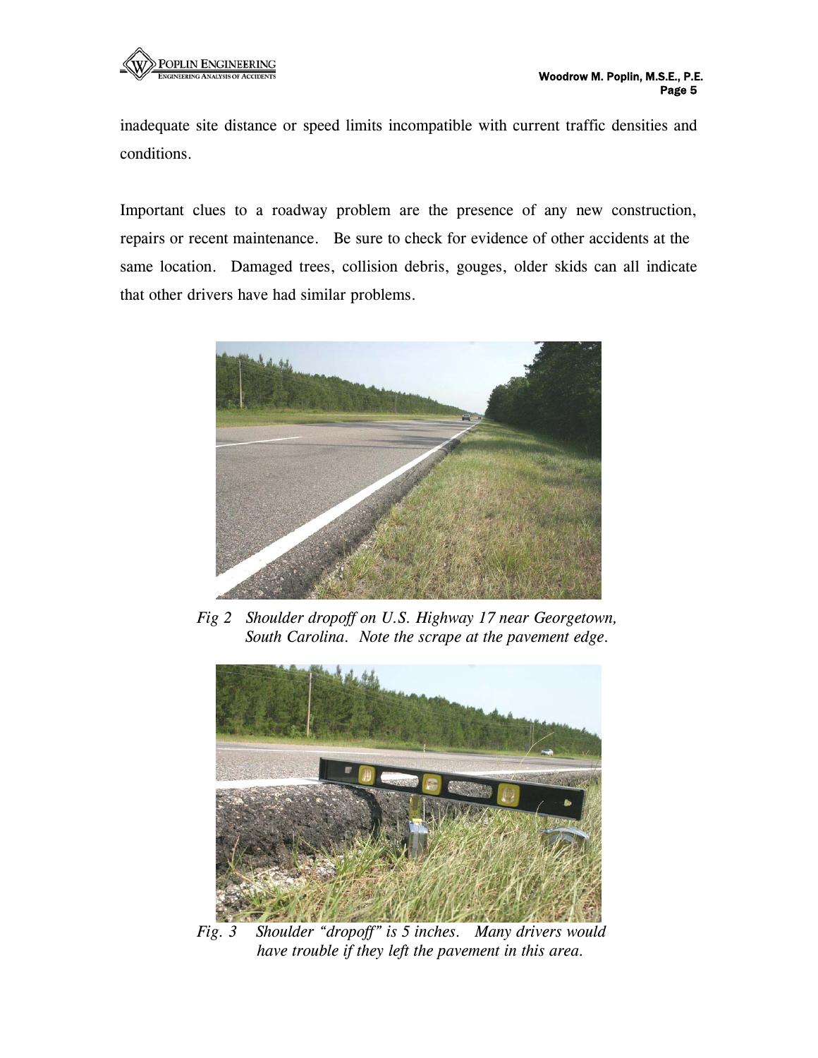inadequate site distance or speed limits incompatible with current traffic densities and conditions.

Important clues to a roadway problem are the presence of any new construction, repairs or recent maintenance. Be sure to check for evidence of other accidents at the same location. Damaged trees, collision debris, gouges, older skids can all indicate that other drivers have had similar problems.

*Fig 2 Shoulder dropoff on U.S. Highway 17 near Georgetown, South Carolina. Note the scrape at the pavement edge.*

*Fig. 3 Shoulder "dropoff" is 5 inches. Many drivers would have trouble if they left the pavement in this area.*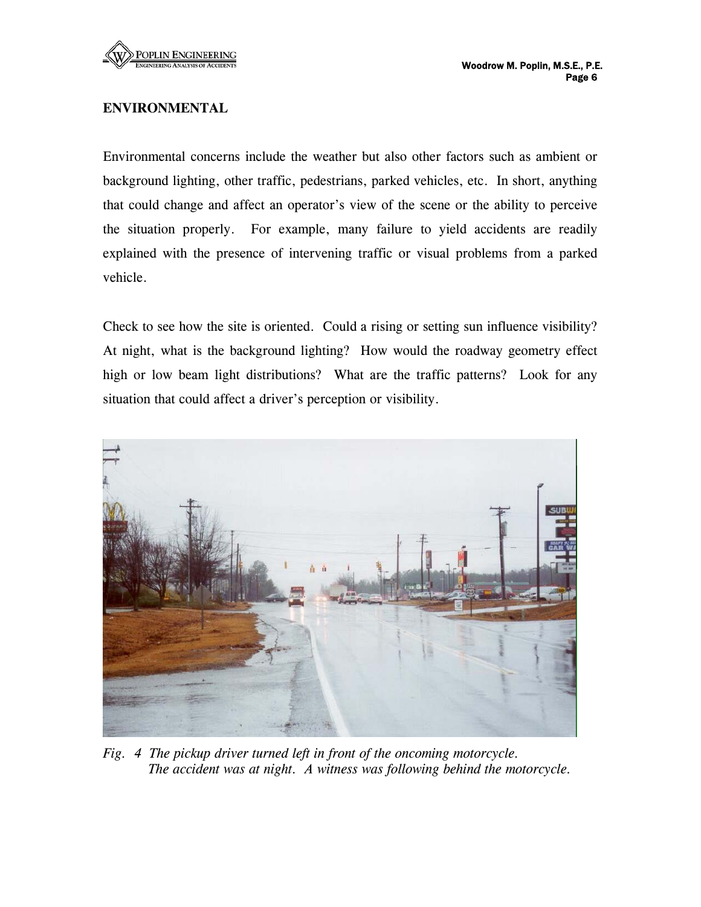## ENVIRONMENTAL

Environmental concerns include the weather but also other factors such as ambient or background lighting, other traffic, pedestrians, parked vehicles, etc. In short, anything that could change and affect an operator's view of the scene or the ability to perceive the situation properly. For example, many failure to yield accidents are readily explained with the presence of intervening traffic or visual problems from a parked vehicle.

Check to see how the site is oriented. Could a rising or setting sun influence visibility? At night, what is the background lighting? How would the roadway geometry effect high or low beam light distributions? What are the traffic patterns? Look for any situation that could affect a driver's perception or visibility.

*Fig. 4 The pickup driver turned left in front of the oncoming motorcycle. The accident was at night. A witness was following behind the motorcycle.*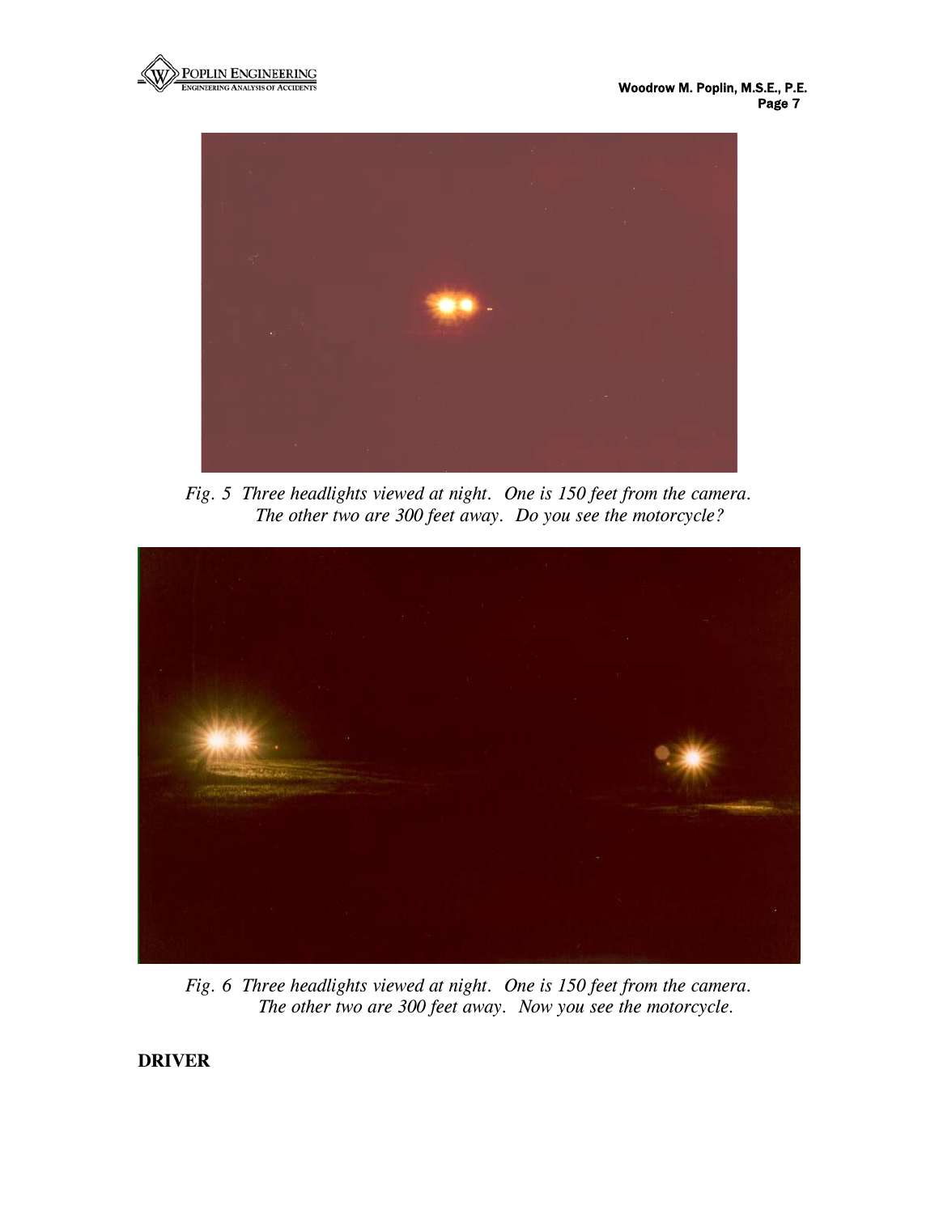*Fig. 5  Three headlights viewed at night.  One is 150 feet from the camera. The other two are 300 feet away.  Do you see the motorcycle?*

*Fig. 6  Three headlights viewed at night.  One is 150 feet from the camera. The other two are 300 feet away.  Now you see the motorcycle.*

**DRIVER**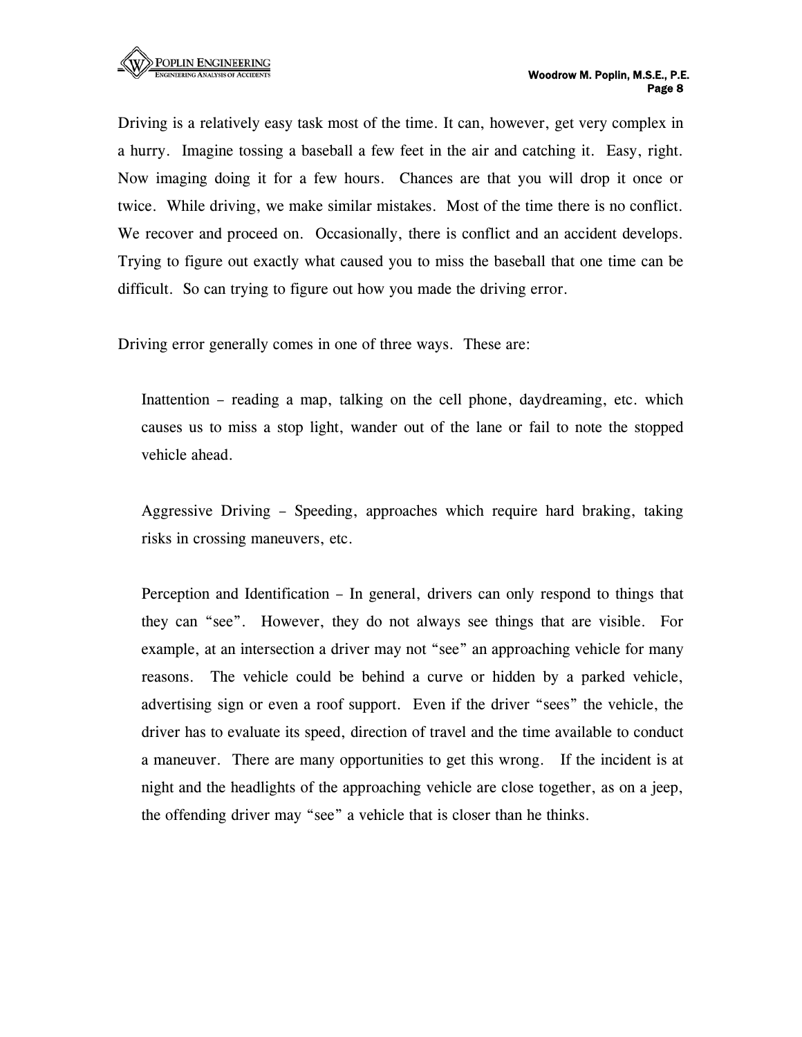Driving is a relatively easy task most of the time. It can, however, get very complex in a hurry. Imagine tossing a baseball a few feet in the air and catching it. Easy, right. Now imaging doing it for a few hours. Chances are that you will drop it once or twice. While driving, we make similar mistakes. Most of the time there is no conflict. We recover and proceed on. Occasionally, there is conflict and an accident develops. Trying to figure out exactly what caused you to miss the baseball that one time can be difficult. So can trying to figure out how you made the driving error.

Driving error generally comes in one of three ways. These are:

Inattention – reading a map, talking on the cell phone, daydreaming, etc. which causes us to miss a stop light, wander out of the lane or fail to note the stopped vehicle ahead.

Aggressive Driving – Speeding, approaches which require hard braking, taking risks in crossing maneuvers, etc.

Perception and Identification – In general, drivers can only respond to things that they can "see". However, they do not always see things that are visible. For example, at an intersection a driver may not "see" an approaching vehicle for many reasons. The vehicle could be behind a curve or hidden by a parked vehicle, advertising sign or even a roof support. Even if the driver "sees" the vehicle, the driver has to evaluate its speed, direction of travel and the time available to conduct a maneuver. There are many opportunities to get this wrong. If the incident is at night and the headlights of the approaching vehicle are close together, as on a jeep, the offending driver may "see" a vehicle that is closer than he thinks.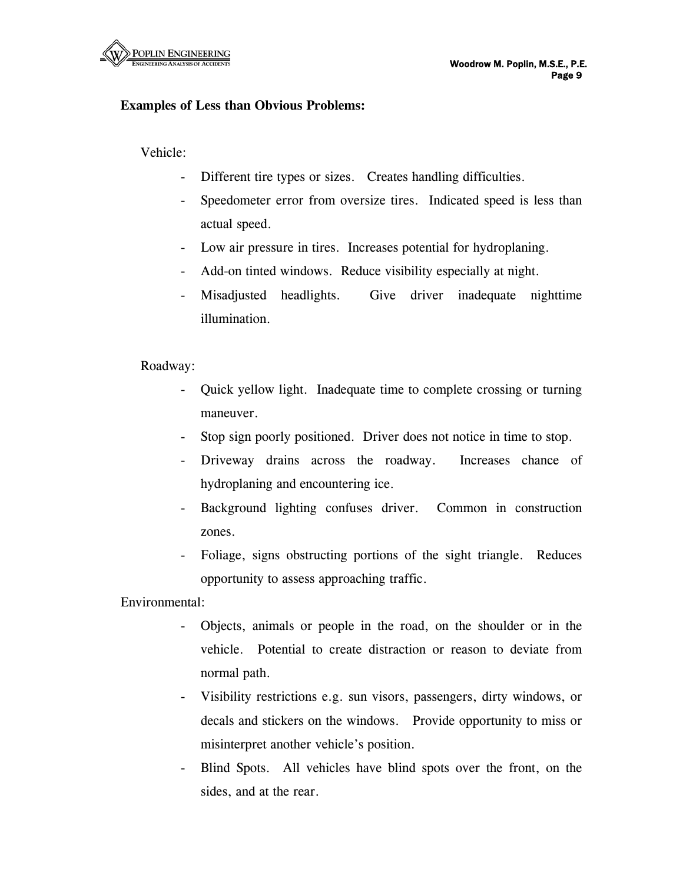**Examples of Less than Obvious Problems:**

Vehicle:

- Different tire types or sizes. Creates handling difficulties.
- Speedometer error from oversize tires. Indicated speed is less than actual speed.
- Low air pressure in tires. Increases potential for hydroplaning.
- Add-on tinted windows. Reduce visibility especially at night.
- Misadjusted headlights. Give driver inadequate nighttime illumination.

Roadway:

- Quick yellow light. Inadequate time to complete crossing or turning maneuver.
- Stop sign poorly positioned. Driver does not notice in time to stop.
- Driveway drains across the roadway. Increases chance of hydroplaning and encountering ice.
- Background lighting confuses driver. Common in construction zones.
- Foliage, signs obstructing portions of the sight triangle. Reduces opportunity to assess approaching traffic.

Environmental:

- Objects, animals or people in the road, on the shoulder or in the vehicle. Potential to create distraction or reason to deviate from normal path.
- Visibility restrictions e.g. sun visors, passengers, dirty windows, or decals and stickers on the windows. Provide opportunity to miss or misinterpret another vehicle's position.
- Blind Spots. All vehicles have blind spots over the front, on the sides, and at the rear.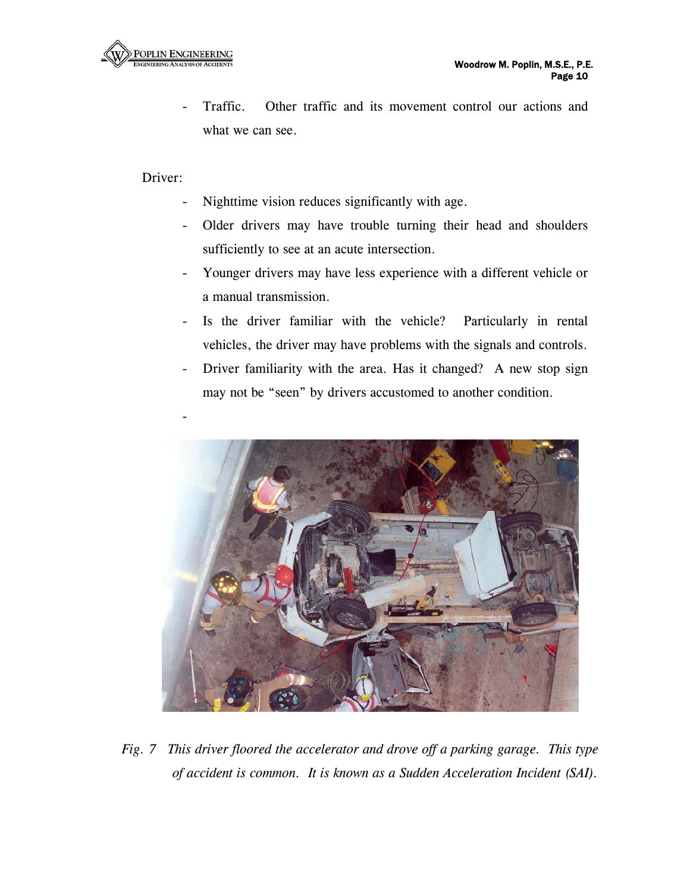- Traffic. Other traffic and its movement control our actions and what we can see.

Driver:

- Nighttime vision reduces significantly with age.
- Older drivers may have trouble turning their head and shoulders sufficiently to see at an acute intersection.
- Younger drivers may have less experience with a different vehicle or a manual transmission.
- Is the driver familiar with the vehicle? Particularly in rental vehicles, the driver may have problems with the signals and controls.
- Driver familiarity with the area. Has it changed? A new stop sign may not be "seen" by drivers accustomed to another condition.
-

*Fig. 7 This driver floored the accelerator and drove off a parking garage. This type of accident is common. It is known as a Sudden Acceleration Incident (SAI).*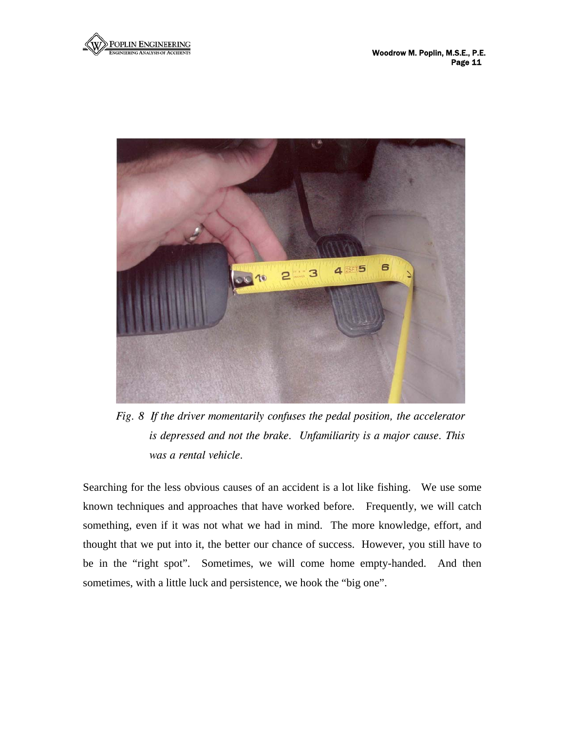*Fig. 8 If the driver momentarily confuses the pedal position, the accelerator is depressed and not the brake. Unfamiliarity is a major cause. This was a rental vehicle.*

Searching for the less obvious causes of an accident is a lot like fishing. We use some known techniques and approaches that have worked before. Frequently, we will catch something, even if it was not what we had in mind. The more knowledge, effort, and thought that we put into it, the better our chance of success. However, you still have to be in the "right spot". Sometimes, we will come home empty-handed. And then sometimes, with a little luck and persistence, we hook the "big one".